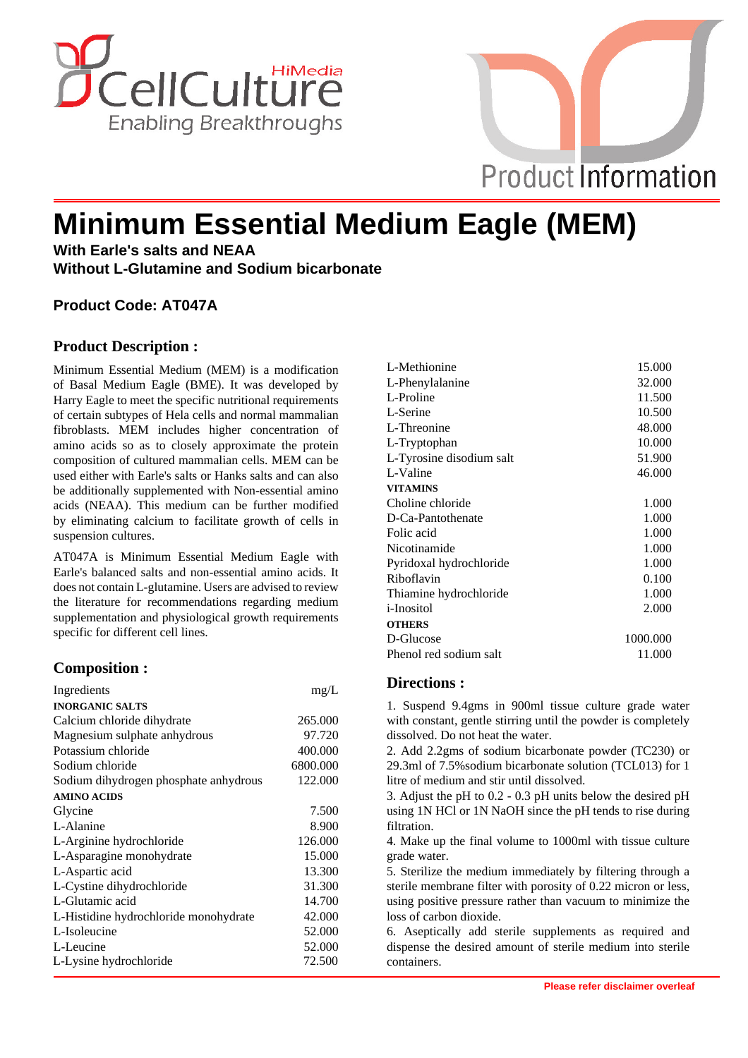# Minimum Essential Medium Eagle (MEM)

**With Earle's salts and NEAA**
**Without L-Glutamine and Sodium bicarbonate**

**Product Code: AT047A**

## Product Description :

Minimum Essential Medium (MEM) is a modification of Basal Medium Eagle (BME). It was developed by Harry Eagle to meet the specific nutritional requirements of certain subtypes of Hela cells and normal mammalian fibroblasts. MEM includes higher concentration of amino acids so as to closely approximate the protein composition of cultured mammalian cells. MEM can be used either with Earle's salts or Hanks salts and can also be additionally supplemented with Non-essential amino acids (NEAA). This medium can be further modified by eliminating calcium to facilitate growth of cells in suspension cultures.

AT047A is Minimum Essential Medium Eagle with Earle's balanced salts and non-essential amino acids. It does not contain L-glutamine. Users are advised to review the literature for recommendations regarding medium supplementation and physiological growth requirements specific for different cell lines.

## Composition :

| Ingredients | mg/L |
|---|---|
| **INORGANIC SALTS** | |
| Calcium chloride dihydrate | 265.000 |
| Magnesium sulphate anhydrous | 97.720 |
| Potassium chloride | 400.000 |
| Sodium chloride | 6800.000 |
| Sodium dihydrogen phosphate anhydrous | 122.000 |
| **AMINO ACIDS** | |
| Glycine | 7.500 |
| L-Alanine | 8.900 |
| L-Arginine hydrochloride | 126.000 |
| L-Asparagine monohydrate | 15.000 |
| L-Aspartic acid | 13.300 |
| L-Cystine dihydrochloride | 31.300 |
| L-Glutamic acid | 14.700 |
| L-Histidine hydrochloride monohydrate | 42.000 |
| L-Isoleucine | 52.000 |
| L-Leucine | 52.000 |
| L-Lysine hydrochloride | 72.500 |
| L-Methionine | 15.000 |
| L-Phenylalanine | 32.000 |
| L-Proline | 11.500 |
| L-Serine | 10.500 |
| L-Threonine | 48.000 |
| L-Tryptophan | 10.000 |
| L-Tyrosine disodium salt | 51.900 |
| L-Valine | 46.000 |
| **VITAMINS** | |
| Choline chloride | 1.000 |
| D-Ca-Pantothenate | 1.000 |
| Folic acid | 1.000 |
| Nicotinamide | 1.000 |
| Pyridoxal hydrochloride | 1.000 |
| Riboflavin | 0.100 |
| Thiamine hydrochloride | 1.000 |
| i-Inositol | 2.000 |
| **OTHERS** | |
| D-Glucose | 1000.000 |
| Phenol red sodium salt | 11.000 |

## Directions :

1. Suspend 9.4gms in 900ml tissue culture grade water with constant, gentle stirring until the powder is completely dissolved. Do not heat the water.
2. Add 2.2gms of sodium bicarbonate powder (TC230) or 29.3ml of 7.5%sodium bicarbonate solution (TCL013) for 1 litre of medium and stir until dissolved.
3. Adjust the pH to 0.2 - 0.3 pH units below the desired pH using 1N HCl or 1N NaOH since the pH tends to rise during filtration.
4. Make up the final volume to 1000ml with tissue culture grade water.
5. Sterilize the medium immediately by filtering through a sterile membrane filter with porosity of 0.22 micron or less, using positive pressure rather than vacuum to minimize the loss of carbon dioxide.
6. Aseptically add sterile supplements as required and dispense the desired amount of sterile medium into sterile containers.

**Please refer disclaimer overleaf**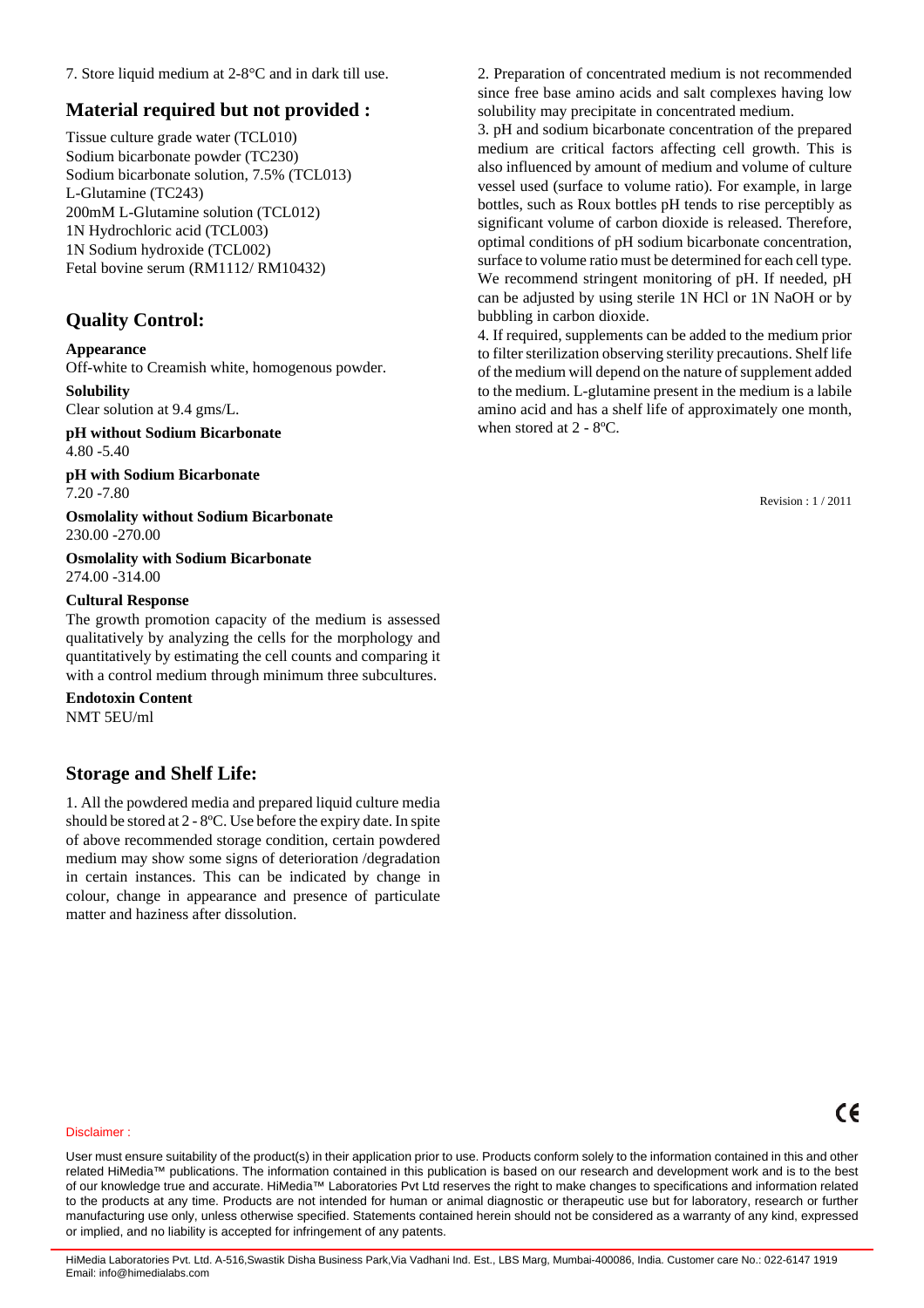7. Store liquid medium at 2-8°C and in dark till use.

## Material required but not provided :

Tissue culture grade water (TCL010)
Sodium bicarbonate powder (TC230)
Sodium bicarbonate solution, 7.5% (TCL013)
L-Glutamine (TC243)
200mM L-Glutamine solution (TCL012)
1N Hydrochloric acid (TCL003)
1N Sodium hydroxide (TCL002)
Fetal bovine serum (RM1112/ RM10432)

## Quality Control:

**Appearance**
Off-white to Creamish white, homogenous powder.

**Solubility**
Clear solution at 9.4 gms/L.

**pH without Sodium Bicarbonate**
4.80 -5.40

**pH with Sodium Bicarbonate**
7.20 -7.80

**Osmolality without Sodium Bicarbonate**
230.00 -270.00

**Osmolality with Sodium Bicarbonate**
274.00 -314.00

**Cultural Response**
The growth promotion capacity of the medium is assessed qualitatively by analyzing the cells for the morphology and quantitatively by estimating the cell counts and comparing it with a control medium through minimum three subcultures.

**Endotoxin Content**
NMT 5EU/ml

## Storage and Shelf Life:

1. All the powdered media and prepared liquid culture media should be stored at 2 - 8ºC. Use before the expiry date. In spite of above recommended storage condition, certain powdered medium may show some signs of deterioration /degradation in certain instances. This can be indicated by change in colour, change in appearance and presence of particulate matter and haziness after dissolution.

2. Preparation of concentrated medium is not recommended since free base amino acids and salt complexes having low solubility may precipitate in concentrated medium.

3. pH and sodium bicarbonate concentration of the prepared medium are critical factors affecting cell growth. This is also influenced by amount of medium and volume of culture vessel used (surface to volume ratio). For example, in large bottles, such as Roux bottles pH tends to rise perceptibly as significant volume of carbon dioxide is released. Therefore, optimal conditions of pH sodium bicarbonate concentration, surface to volume ratio must be determined for each cell type. We recommend stringent monitoring of pH. If needed, pH can be adjusted by using sterile 1N HCl or 1N NaOH or by bubbling in carbon dioxide.

4. If required, supplements can be added to the medium prior to filter sterilization observing sterility precautions. Shelf life of the medium will depend on the nature of supplement added to the medium. L-glutamine present in the medium is a labile amino acid and has a shelf life of approximately one month, when stored at 2 - 8ºC.

Revision : 1 / 2011

Disclaimer :

User must ensure suitability of the product(s) in their application prior to use. Products conform solely to the information contained in this and other related HiMedia™ publications. The information contained in this publication is based on our research and development work and is to the best of our knowledge true and accurate. HiMedia™ Laboratories Pvt Ltd reserves the right to make changes to specifications and information related to the products at any time. Products are not intended for human or animal diagnostic or therapeutic use but for laboratory, research or further manufacturing use only, unless otherwise specified. Statements contained herein should not be considered as a warranty of any kind, expressed or implied, and no liability is accepted for infringement of any patents.

HiMedia Laboratories Pvt. Ltd. A-516,Swastik Disha Business Park,Via Vadhani Ind. Est., LBS Marg, Mumbai-400086, India. Customer care No.: 022-6147 1919 Email: info@himedialabs.com